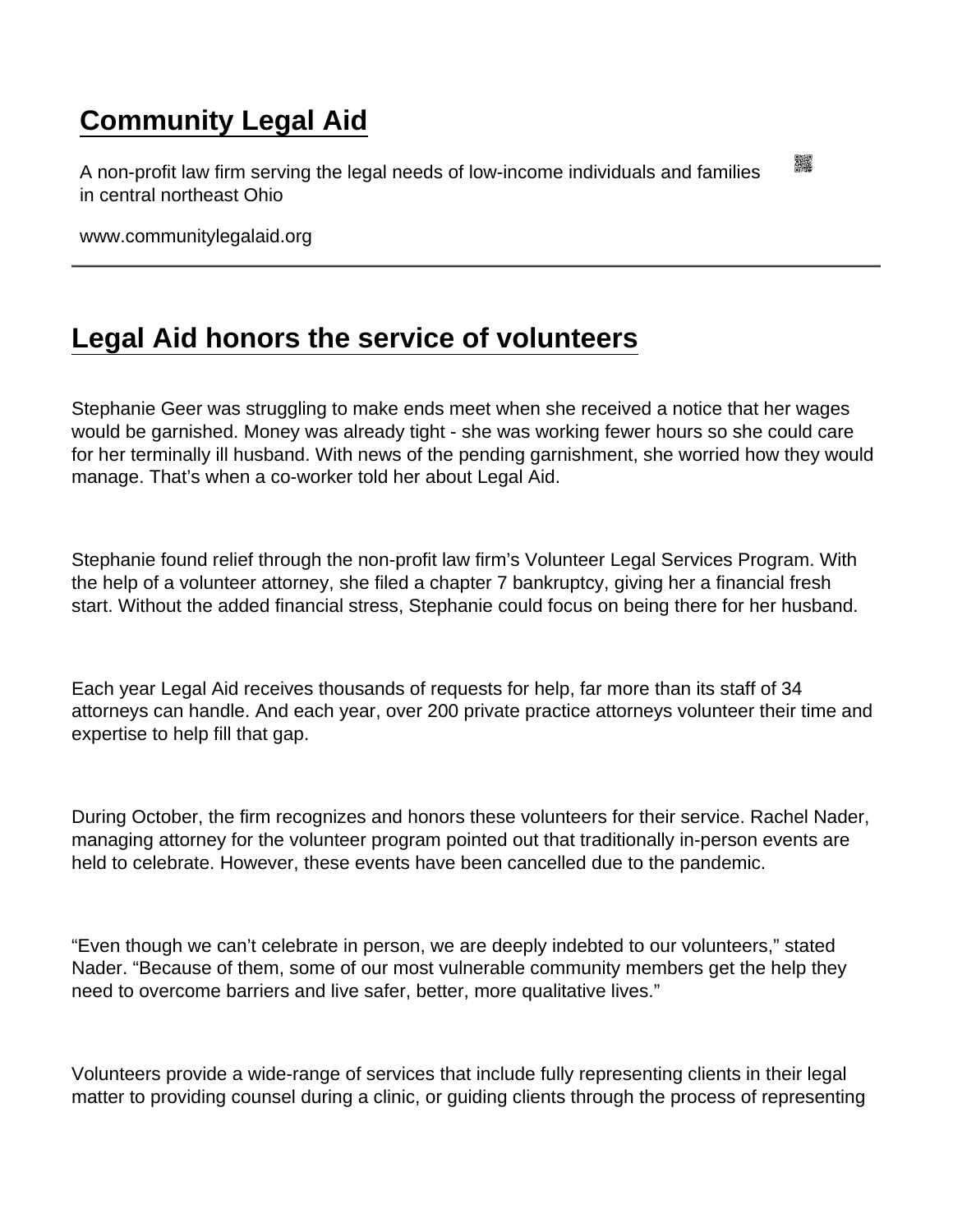# Community Legal Aid

A non-profit law firm serving the legal needs of low-income individuals and families in central northeast Ohio

www.communitylegalaid.org

---

## Legal Aid honors the service of volunteers

Stephanie Geer was struggling to make ends meet when she received a notice that her wages would be garnished. Money was already tight - she was working fewer hours so she could care for her terminally ill husband. With news of the pending garnishment, she worried how they would manage. That's when a co-worker told her about Legal Aid.

Stephanie found relief through the non-profit law firm's Volunteer Legal Services Program. With the help of a volunteer attorney, she filed a chapter 7 bankruptcy, giving her a financial fresh start. Without the added financial stress, Stephanie could focus on being there for her husband.

Each year Legal Aid receives thousands of requests for help, far more than its staff of 34 attorneys can handle. And each year, over 200 private practice attorneys volunteer their time and expertise to help fill that gap.

During October, the firm recognizes and honors these volunteers for their service. Rachel Nader, managing attorney for the volunteer program pointed out that traditionally in-person events are held to celebrate. However, these events have been cancelled due to the pandemic.

"Even though we can't celebrate in person, we are deeply indebted to our volunteers," stated Nader. "Because of them, some of our most vulnerable community members get the help they need to overcome barriers and live safer, better, more qualitative lives."

Volunteers provide a wide-range of services that include fully representing clients in their legal matter to providing counsel during a clinic, or guiding clients through the process of representing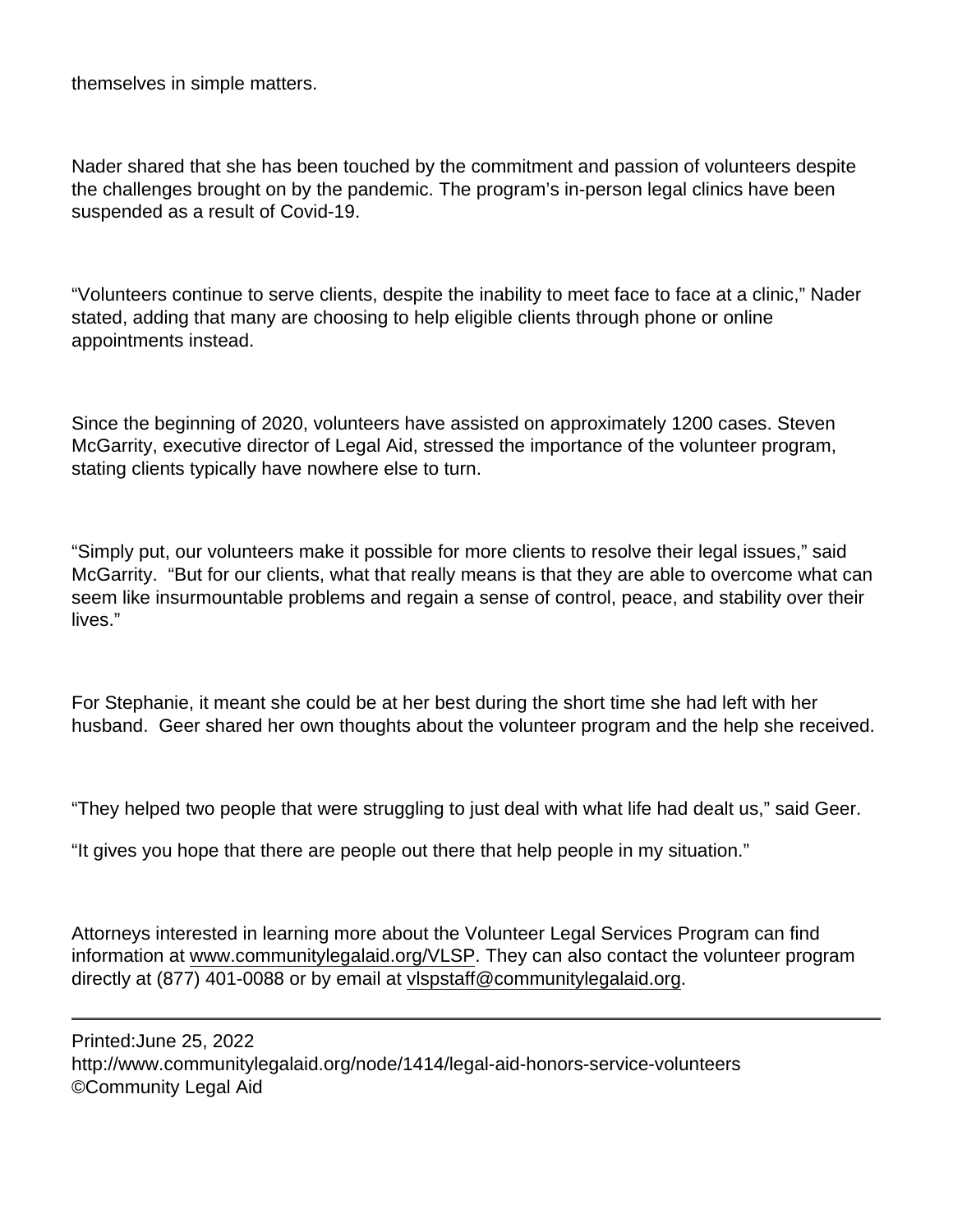themselves in simple matters.

Nader shared that she has been touched by the commitment and passion of volunteers despite the challenges brought on by the pandemic. The program's in-person legal clinics have been suspended as a result of Covid-19.

"Volunteers continue to serve clients, despite the inability to meet face to face at a clinic," Nader stated, adding that many are choosing to help eligible clients through phone or online appointments instead.

Since the beginning of 2020, volunteers have assisted on approximately 1200 cases. Steven McGarrity, executive director of Legal Aid, stressed the importance of the volunteer program, stating clients typically have nowhere else to turn.

"Simply put, our volunteers make it possible for more clients to resolve their legal issues," said McGarrity. "But for our clients, what that really means is that they are able to overcome what can seem like insurmountable problems and regain a sense of control, peace, and stability over their lives."

For Stephanie, it meant she could be at her best during the short time she had left with her husband. Geer shared her own thoughts about the volunteer program and the help she received.

"They helped two people that were struggling to just deal with what life had dealt us," said Geer.

"It gives you hope that there are people out there that help people in my situation."

Attorneys interested in learning more about the Volunteer Legal Services Program can find information at www.communitylegalaid.org/VLSP. They can also contact the volunteer program directly at (877) 401-0088 or by email at vlspstaff@communitylegalaid.org.

---

Printed:June 25, 2022
http://www.communitylegalaid.org/node/1414/legal-aid-honors-service-volunteers
©Community Legal Aid